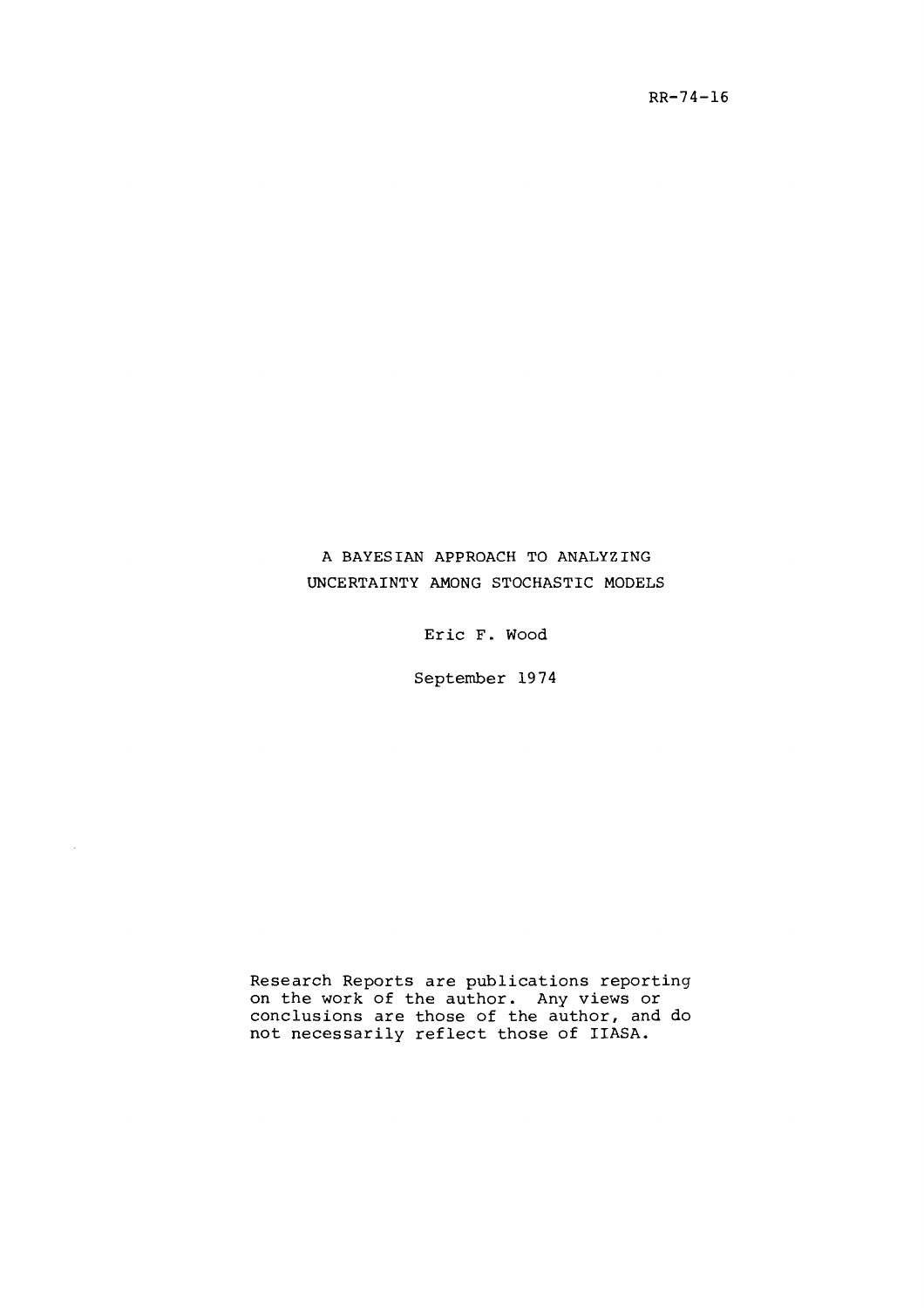RR-74-16

# A BAYESIAN APPROACH TO ANALYZING UNCERTAINTY AMONG STOCHASTIC MODELS

Eric F. Wood

September 1974

Research Reports are publications reporting on the work of the author. Any views or conclusions are those of the author, and do not necessarily reflect those of IIASA.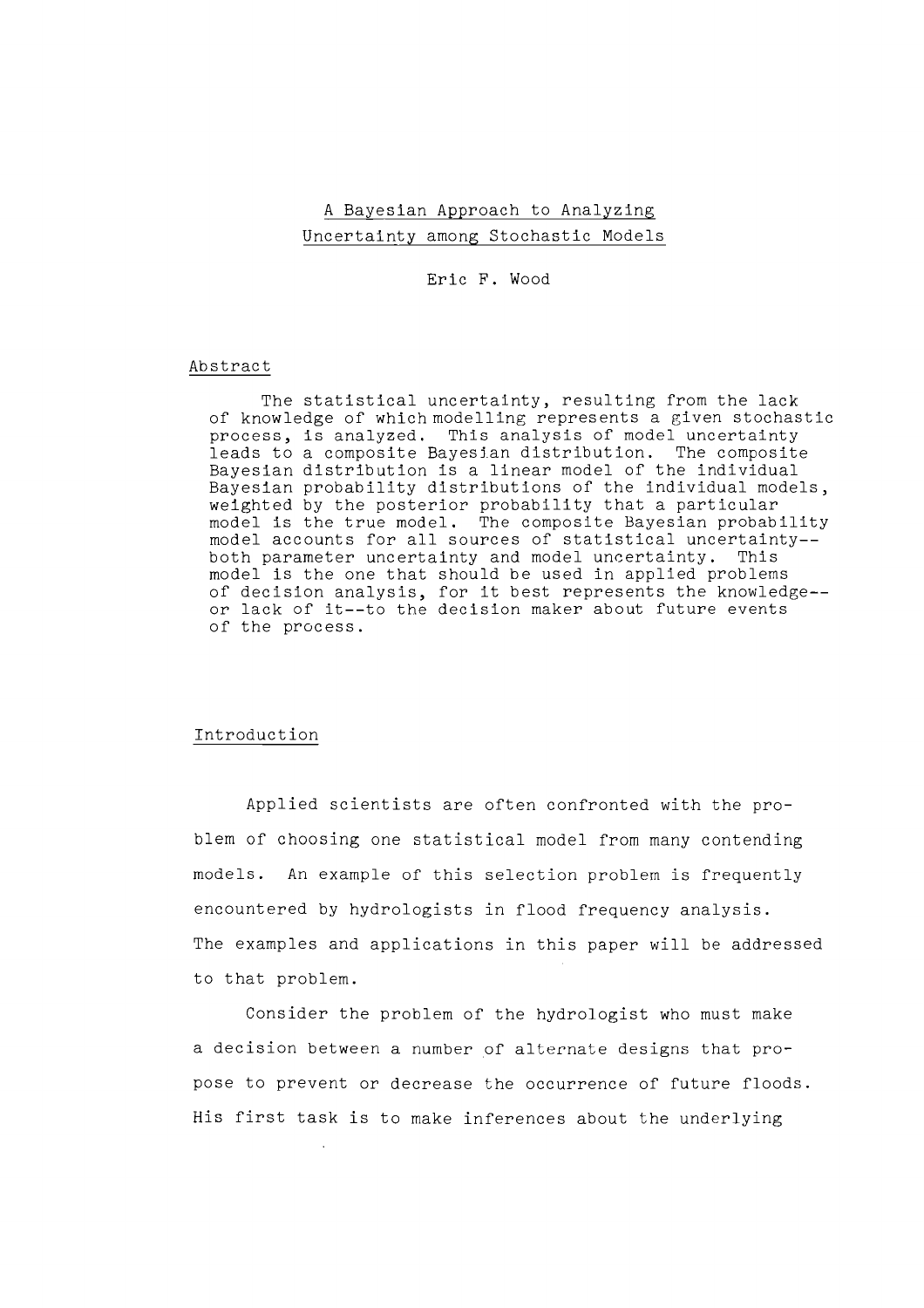# A Bayesian Approach to Analyzing Uncertainty among Stochastic Models

Eric F. Wood

## Abstract

The statistical uncertainty, resulting from the lack of knowledge of which modelling represents a given stochastic process, is analyzed. This analysis of model uncertainty leads to a composite Bayesian distribution. The composite Bayesian distribution is a linear model of the individual Bayesian probability distributions of the individual models, weighted by the posterior probability that a particular model is the true model. The composite Bayesian probability model accounts for all sources of statistical uncertainty--both parameter uncertainty and model uncertainty. This model is the one that should be used in applied problems of decision analysis, for it best represents the knowledge--or lack of it--to the decision maker about future events of the process.

## Introduction

Applied scientists are often confronted with the problem of choosing one statistical model from many contending models. An example of this selection problem is frequently encountered by hydrologists in flood frequency analysis. The examples and applications in this paper will be addressed to that problem.

Consider the problem of the hydrologist who must make a decision between a number of alternate designs that propose to prevent or decrease the occurrence of future floods. His first task is to make inferences about the underlying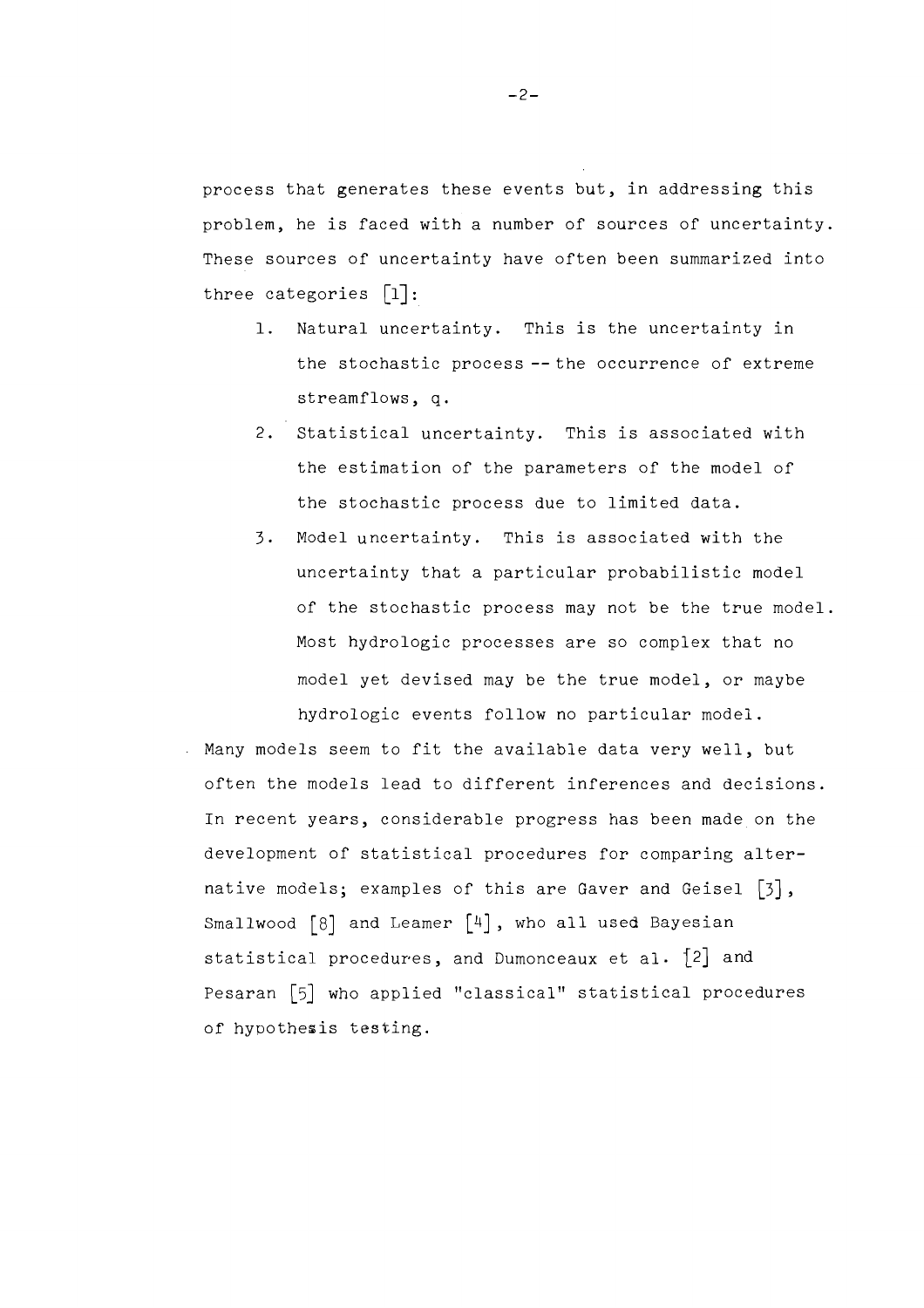process that generates these events but, in addressing this problem, he is faced with a number of sources of uncertainty. These sources of uncertainty have often been summarized into three categories [1]:

1. Natural uncertainty. This is the uncertainty in the stochastic process -- the occurrence of extreme streamflows, $q$.
2. Statistical uncertainty. This is associated with the estimation of the parameters of the model of the stochastic process due to limited data.
3. Model uncertainty. This is associated with the uncertainty that a particular probabilistic model of the stochastic process may not be the true model. Most hydrologic processes are so complex that no model yet devised may be the true model, or maybe hydrologic events follow no particular model.

Many models seem to fit the available data very well, but often the models lead to different inferences and decisions. In recent years, considerable progress has been made on the development of statistical procedures for comparing alternative models; examples of this are Gaver and Geisel [3], Smallwood [8] and Leamer [4], who all used Bayesian statistical procedures, and Dumonceaux et al. [2] and Pesaran [5] who applied "classical" statistical procedures of hypothesis testing.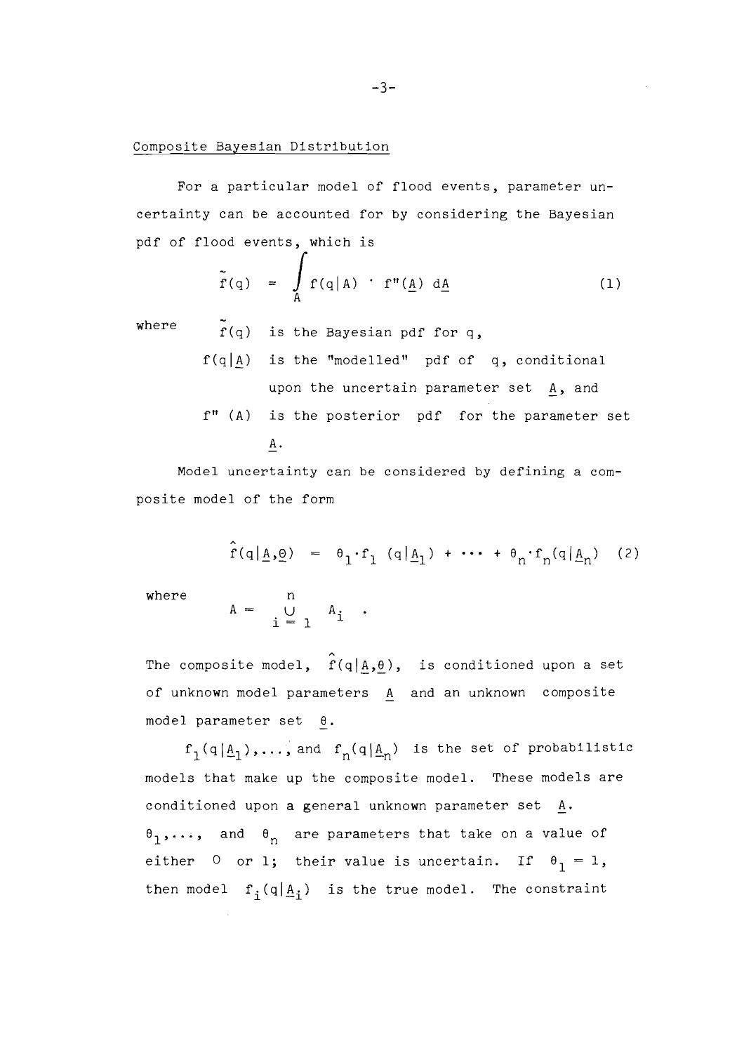## Composite Bayesian Distribution

For a particular model of flood events, parameter uncertainty can be accounted for by considering the Bayesian pdf of flood events, which is

$$\tilde{f}(q) = \int_{A} f(q|A) \cdot f''(\underline{A})\, d\underline{A} \tag{1}$$

where

$\tilde{f}(q)$ is the Bayesian pdf for q,

$f(q|\underline{A})$ is the "modelled" pdf of q, conditional upon the uncertain parameter set $\underline{A}$, and

$f''(A)$ is the posterior pdf for the parameter set $\underline{A}$.

Model uncertainty can be considered by defining a composite model of the form

$$\hat{f}(q|\underline{A},\underline{\theta}) = \theta_1 \cdot f_1(q|\underline{A}_1) + \cdots + \theta_n \cdot f_n(q|\underline{A}_n) \tag{2}$$

where

$$A = \bigcup_{i=1}^{n} A_i .$$

The composite model, $\hat{f}(q|\underline{A},\underline{\theta})$, is conditioned upon a set of unknown model parameters $\underline{A}$ and an unknown composite model parameter set $\underline{\theta}$.

$f_1(q|\underline{A}_1),\ldots,$ and $f_n(q|\underline{A}_n)$ is the set of probabilistic models that make up the composite model. These models are conditioned upon a general unknown parameter set $\underline{A}$. $\theta_1,\ldots,$ and $\theta_n$ are parameters that take on a value of either 0 or 1; their value is uncertain. If $\theta_1 = 1$, then model $f_i(q|\underline{A}_i)$ is the true model. The constraint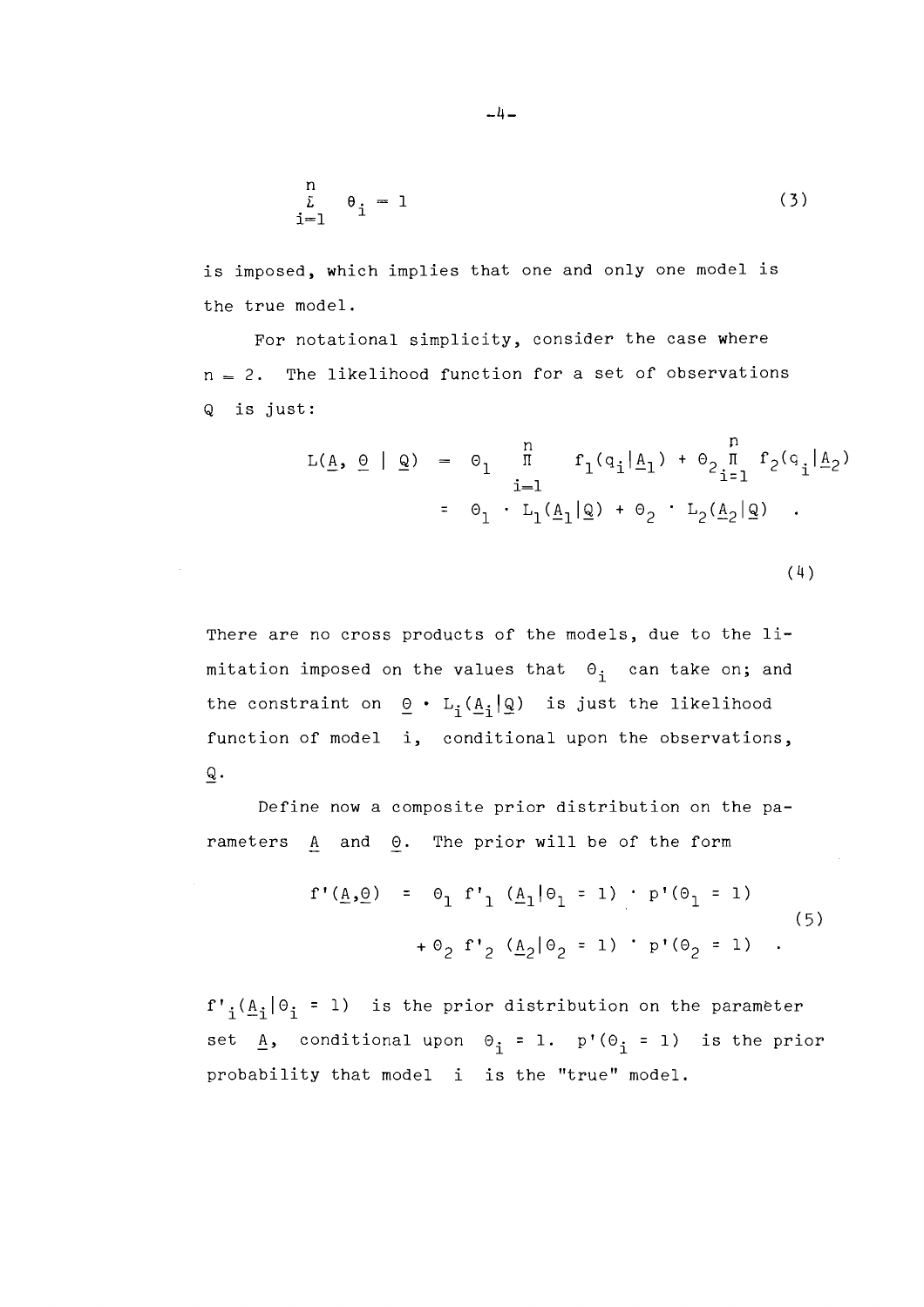$$\sum_{i=1}^{n} \theta_i = 1 \tag{3}$$

is imposed, which implies that one and only one model is the true model.

For notational simplicity, consider the case where $n = 2$. The likelihood function for a set of observations $Q$ is just:

$$\begin{aligned} L(\underline{A}, \underline{\theta} \mid \underline{Q}) &= \theta_1 \prod_{i=1}^{n} f_1(q_i|\underline{A}_1) + \theta_2 \prod_{i=1}^{n} f_2(q_i|\underline{A}_2) \\ &= \theta_1 \cdot L_1(\underline{A}_1|\underline{Q}) + \theta_2 \cdot L_2(\underline{A}_2|\underline{Q}) \quad . \end{aligned} \tag{4}$$

There are no cross products of the models, due to the limitation imposed on the values that $\theta_i$ can take on; and the constraint on $\underline{\theta} \cdot L_i(\underline{A}_i|\underline{Q})$ is just the likelihood function of model $i$, conditional upon the observations, $\underline{Q}$.

Define now a composite prior distribution on the parameters $\underline{A}$ and $\underline{\theta}$. The prior will be of the form

$$\begin{aligned} f'(\underline{A},\underline{\theta}) &= \theta_1 \, f'_1 \, (\underline{A}_1|\theta_1 = 1) \cdot p'(\theta_1 = 1) \\ &\quad + \theta_2 \, f'_2 \, (\underline{A}_2|\theta_2 = 1) \cdot p'(\theta_2 = 1) \quad . \end{aligned} \tag{5}$$

$f'_i(\underline{A}_i|\theta_i = 1)$ is the prior distribution on the parameter set $\underline{A}$, conditional upon $\theta_i = 1$. $p'(\theta_i = 1)$ is the prior probability that model $i$ is the "true" model.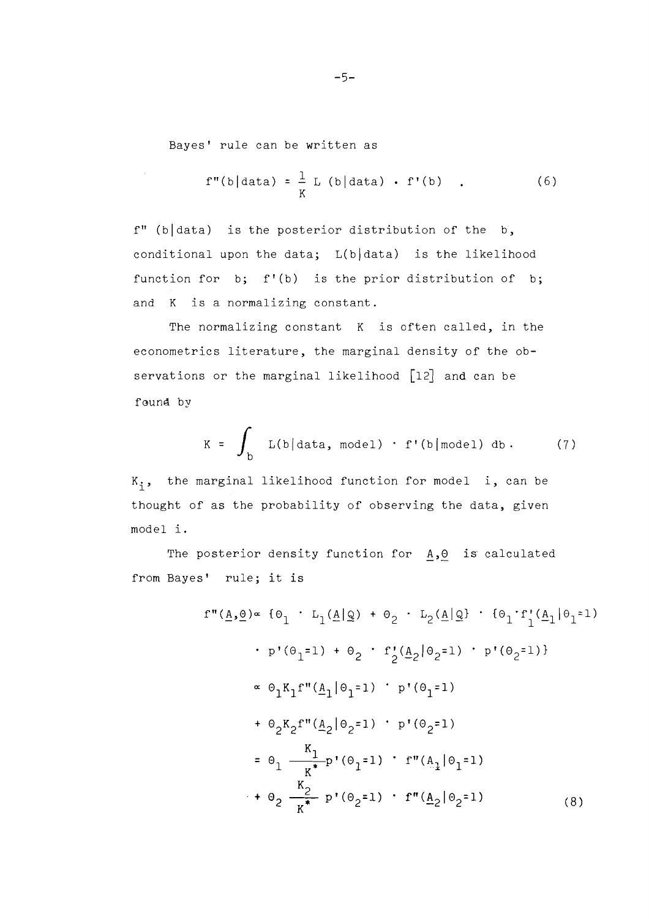Bayes' rule can be written as

$$f''(b|\text{data}) = \frac{1}{K} L(b|\text{data}) \cdot f'(b) \quad . \tag{6}$$

$f''(b|\text{data})$ is the posterior distribution of the $b$, conditional upon the data; $L(b|\text{data})$ is the likelihood function for $b$; $f'(b)$ is the prior distribution of $b$; and $K$ is a normalizing constant.

The normalizing constant $K$ is often called, in the econometrics literature, the marginal density of the observations or the marginal likelihood [12] and can be found by

$$K = \int_b L(b|\text{data, model}) \cdot f'(b|\text{model})\, db \, . \tag{7}$$

$K_i$, the marginal likelihood function for model $i$, can be thought of as the probability of observing the data, given model $i$.

The posterior density function for $\underline{A},\underline{\theta}$ is calculated from Bayes' rule; it is

$$\begin{aligned}
f''(\underline{A},\underline{\theta}) \propto & \{\theta_1 \cdot L_1(\underline{A}|\underline{Q}) + \theta_2 \cdot L_2(\underline{A}|\underline{Q}\} \cdot \{\theta_1 \cdot f_1'(\underline{A}_1|\theta_1=1) \\
& \cdot p'(\theta_1=1) + \theta_2 \cdot f_2'(\underline{A}_2|\theta_2=1) \cdot p'(\theta_2=1)\} \\
\propto & \; \theta_1 K_1 f''(\underline{A}_1|\theta_1=1) \cdot p'(\theta_1=1) \\
& + \theta_2 K_2 f''(\underline{A}_2|\theta_2=1) \cdot p'(\theta_2=1) \\
= & \; \theta_1 \frac{K_1}{K^*} p'(\theta_1=1) \cdot f''(\underline{A}_1|\theta_1=1) \\
& + \theta_2 \frac{K_2}{K^*} p'(\theta_2=1) \cdot f''(\underline{A}_2|\theta_2=1)
\end{aligned} \tag{8}$$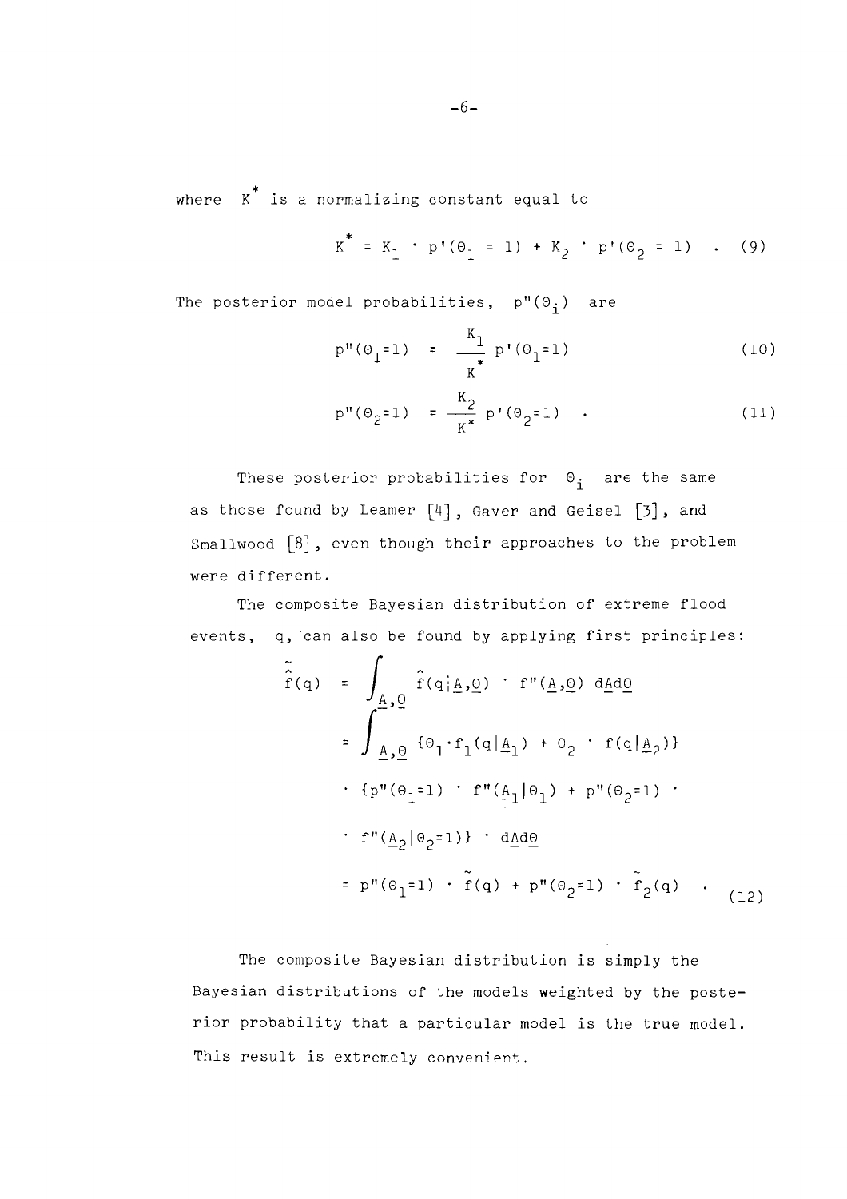where $K^*$ is a normalizing constant equal to

$$K^* = K_1 \cdot p'(\theta_1 = 1) + K_2 \cdot p'(\theta_2 = 1) \quad . \quad (9)$$

The posterior model probabilities, $p''(\theta_i)$ are

$$p''(\theta_1=1) = \frac{K_1}{K^*} p'(\theta_1=1) \quad (10)$$

$$p''(\theta_2=1) = \frac{K_2}{K^*} p'(\theta_2=1) \quad . \quad (11)$$

These posterior probabilities for $\theta_i$ are the same as those found by Leamer [4], Gaver and Geisel [3], and Smallwood [8], even though their approaches to the problem were different.

The composite Bayesian distribution of extreme flood events, q, can also be found by applying first principles:

$$\begin{aligned}
\tilde{\hat{f}}(q) &= \int_{\underline{A},\underline{\theta}} \hat{f}(q|\underline{A},\underline{\theta}) \cdot f''(\underline{A},\underline{\theta}) \, d\underline{A}d\underline{\theta} \\
&= \int_{\underline{A},\underline{\theta}} \{\theta_1 \cdot f_1(q|\underline{A}_1) + \theta_2 \cdot f(q|\underline{A}_2)\} \\
&\quad \cdot \{p''(\theta_1=1) \cdot f''(\underline{A}_1|\theta_1) + p''(\theta_2=1) \cdot \\
&\quad \cdot f''(\underline{A}_2|\theta_2=1)\} \cdot d\underline{A}d\underline{\theta} \\
&= p''(\theta_1=1) \cdot \tilde{f}(q) + p''(\theta_2=1) \cdot \tilde{f}_2(q) \quad . \quad (12)
\end{aligned}$$

The composite Bayesian distribution is simply the Bayesian distributions of the models weighted by the posterior probability that a particular model is the true model. This result is extremely convenient.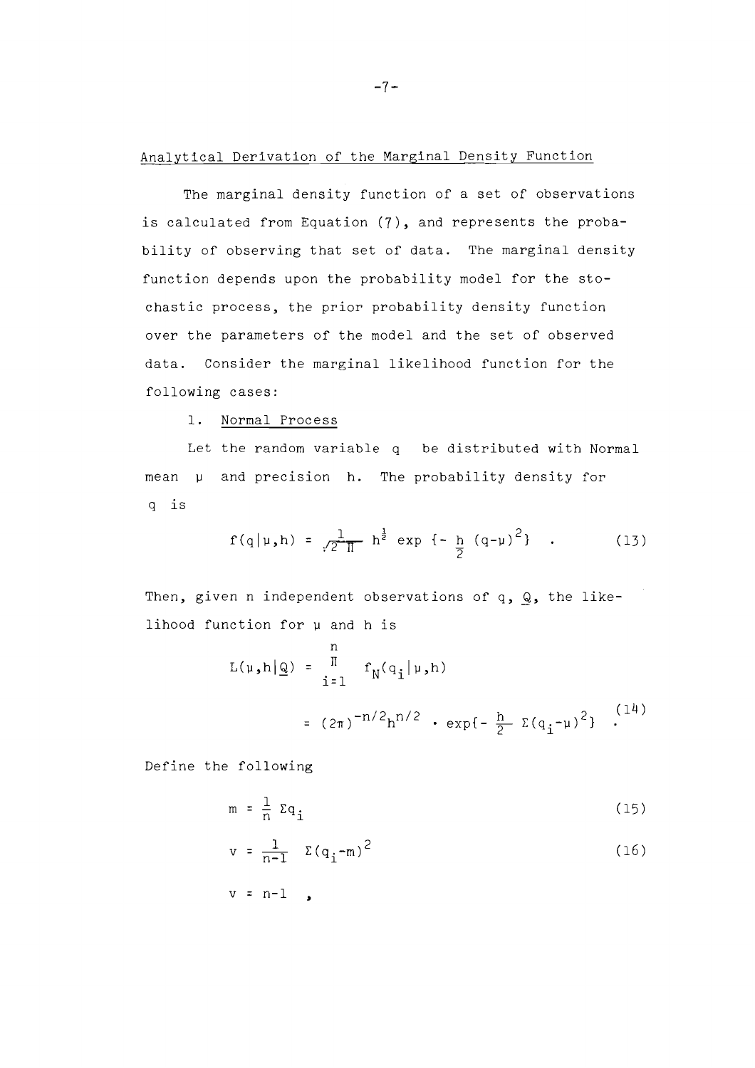## Analytical Derivation of the Marginal Density Function

The marginal density function of a set of observations is calculated from Equation (7), and represents the probability of observing that set of data. The marginal density function depends upon the probability model for the stochastic process, the prior probability density function over the parameters of the model and the set of observed data. Consider the marginal likelihood function for the following cases:

1. Normal Process

Let the random variable $q$ be distributed with Normal mean $\mu$ and precision $h$. The probability density for $q$ is

$$f(q|\mu,h) = \frac{1}{\sqrt{2\pi}} h^{\frac{1}{2}} \exp\{-\frac{h}{2}(q-\mu)^2\} \quad . \tag{13}$$

Then, given $n$ independent observations of $q$, $\underline{Q}$, the likelihood function for $\mu$ and $h$ is

$$\begin{aligned} L(\mu,h|\underline{Q}) &= \prod_{i=1}^{n} f_N(q_i|\mu,h) \\ &= (2\pi)^{-n/2} h^{n/2} \cdot \exp\{-\frac{h}{2}\Sigma(q_i-\mu)^2\} \quad . \end{aligned} \tag{14}$$

Define the following

$$m = \frac{1}{n}\Sigma q_i \tag{15}$$

$$v = \frac{1}{n-1}\Sigma(q_i-m)^2 \tag{16}$$

$$\nu = n-1 \quad ,$$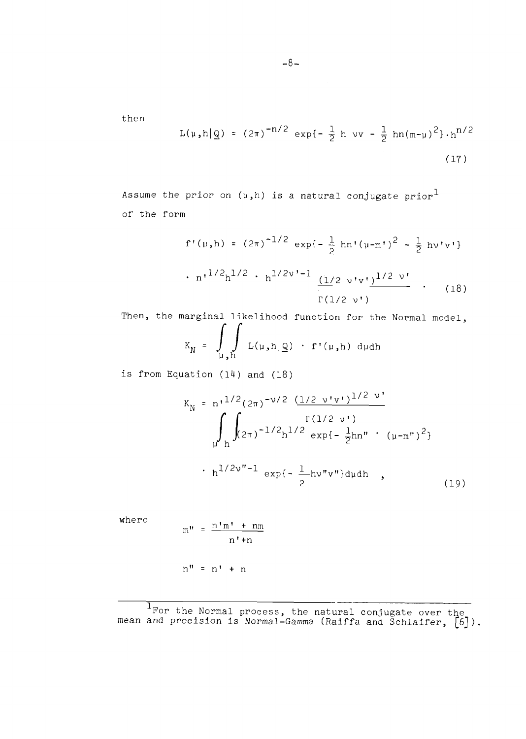then

$$L(\mu,h|\underline{Q}) = (2\pi)^{-n/2} \exp\{-\tfrac{1}{2}\,h\,\nu v - \tfrac{1}{2}\,hn(m-\mu)^2\}\cdot h^{n/2} \tag{17}$$

Assume the prior on $(\mu,h)$ is a natural conjugate prior[1] of the form

$$f'(\mu,h) = (2\pi)^{-1/2} \exp\{-\tfrac{1}{2}\,hn'(\mu-m')^2 - \tfrac{1}{2}\,h\nu'v'\} \cdot n'^{1/2}h^{1/2} \cdot h^{1/2\nu'-1}\,\frac{(1/2\;\nu'v')^{1/2\;\nu'}}{\Gamma(1/2\;\nu')} \tag{18}$$

Then, the marginal likelihood function for the Normal model,

$$K_N = \int\!\!\int_{\mu,h} L(\mu,h|\underline{Q}) \cdot f'(\mu,h)\;d\mu dh$$

is from Equation (14) and (18)

$$K_N = n'^{1/2}(2\pi)^{-\nu/2}\,\frac{(1/2\;\nu'v')^{1/2\;\nu'}}{\Gamma(1/2\;\nu')} \int_\mu\!\int_h (2\pi)^{-1/2}h^{1/2}\exp\{-\tfrac{1}{2}hn''\cdot(\mu-m'')^2\} \cdot h^{1/2\nu''-1}\exp\{-\tfrac{1}{2}h\nu''v''\}d\mu dh\;, \tag{19}$$

where

$$m'' = \frac{n'm' + nm}{n'+n}$$

$$n'' = n' + n$$

---

[1] For the Normal process, the natural conjugate over the mean and precision is Normal-Gamma (Raiffa and Schlaifer, [6]).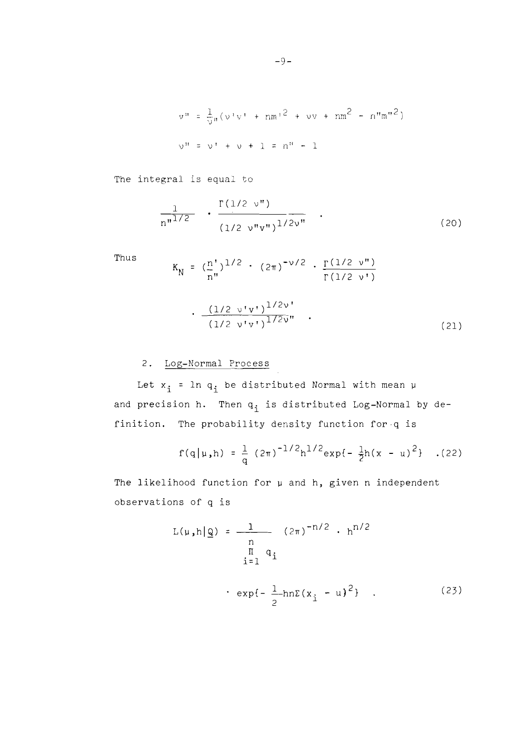$$v'' = \frac{1}{\nu''}(\nu'v' + nm'^2 + \nu v + nm^2 - n''m''^2)$$

$$\nu'' = \nu' + \nu + 1 = n'' - 1$$

The integral is equal to

$$\frac{1}{n''^{1/2}} \cdot \frac{\Gamma(1/2\ \nu'')}{(1/2\ \nu''v'')^{1/2\nu''}} \quad . \tag{20}$$

Thus

$$K_N = \left(\frac{n'}{n''}\right)^{1/2} \cdot (2\pi)^{-\nu/2} \cdot \frac{\Gamma(1/2\ \nu'')}{\Gamma(1/2\ \nu')}$$

$$\cdot \frac{(1/2\ \nu'v')^{1/2\nu'}}{(1/2\ \nu'v')^{1/2\nu''}} \quad . \tag{21}$$

2. Log-Normal Process

Let $x_i = \ln q_i$ be distributed Normal with mean $\mu$ and precision h. Then $q_i$ is distributed Log-Normal by definition. The probability density function for q is

$$f(q|\mu,h) = \frac{1}{q}(2\pi)^{-1/2}h^{1/2}\exp\{-\tfrac{1}{2}h(x - \mu)^2\} \quad .(22)$$

The likelihood function for $\mu$ and h, given n independent observations of q is

$$L(\mu,h|\underline{Q}) = \frac{1}{\prod_{i=1}^{n} q_i} (2\pi)^{-n/2} \cdot h^{n/2}$$

$$\cdot \exp\{-\frac{1}{2}hn\Sigma(x_i - \mu)^2\} \quad . \tag{23}$$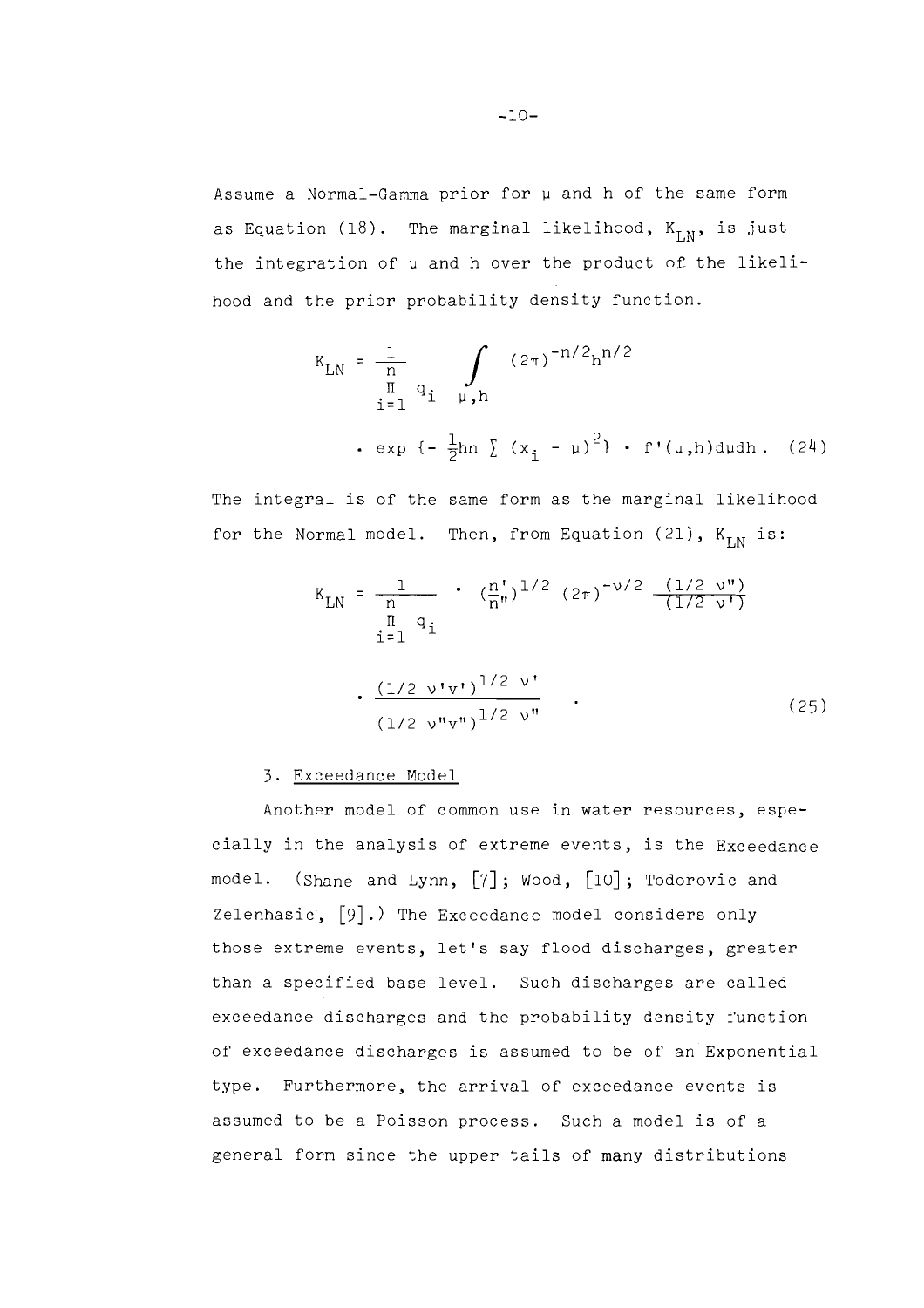Assume a Normal-Gamma prior for $\mu$ and $h$ of the same form as Equation (18). The marginal likelihood, $K_{LN}$, is just the integration of $\mu$ and $h$ over the product of the likelihood and the prior probability density function.

$$K_{LN} = \frac{1}{\prod_{i=1}^{n} q_i} \int_{\mu,h} (2\pi)^{-n/2} h^{n/2} \cdot \exp\{-\tfrac{1}{2} hn \sum (x_i - \mu)^2\} \cdot f'(\mu,h) d\mu dh . \quad (24)$$

The integral is of the same form as the marginal likelihood for the Normal model. Then, from Equation (21), $K_{LN}$ is:

$$K_{LN} = \frac{1}{\prod_{i=1}^{n} q_i} \cdot \left(\frac{n'}{n''}\right)^{1/2} (2\pi)^{-\nu/2} \frac{(1/2\ \nu'')}{(1/2\ \nu')} \cdot \frac{(1/2\ \nu' v')^{1/2\ \nu'}}{(1/2\ \nu'' v'')^{1/2\ \nu''}} . \quad (25)$$

### 3. Exceedance Model

Another model of common use in water resources, especially in the analysis of extreme events, is the Exceedance model. (Shane and Lynn, [7]; Wood, [10]; Todorovic and Zelenhasic, [9].) The Exceedance model considers only those extreme events, let's say flood discharges, greater than a specified base level. Such discharges are called exceedance discharges and the probability density function of exceedance discharges is assumed to be of an Exponential type. Furthermore, the arrival of exceedance events is assumed to be a Poisson process. Such a model is of a general form since the upper tails of many distributions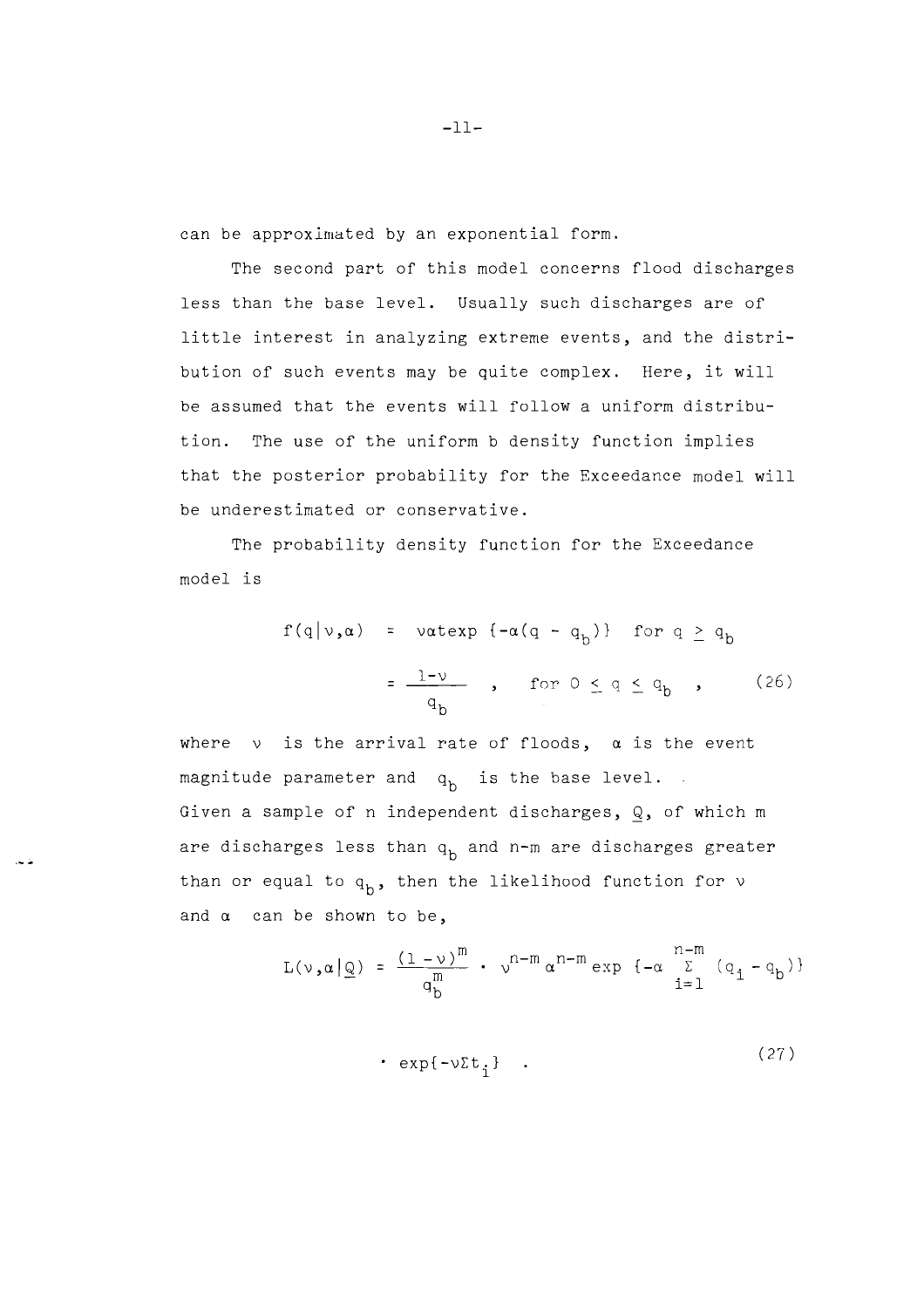can be approximated by an exponential form.

The second part of this model concerns flood discharges less than the base level. Usually such discharges are of little interest in analyzing extreme events, and the distribution of such events may be quite complex. Here, it will be assumed that the events will follow a uniform distribution. The use of the uniform b density function implies that the posterior probability for the Exceedance model will be underestimated or conservative.

The probability density function for the Exceedance model is

$$
\begin{aligned}
f(q|\nu,\alpha) &= \nu\alpha t \exp\{-\alpha(q - q_b)\} \quad \text{for } q \geq q_b \\
&= \frac{1-\nu}{q_b} \quad , \quad \text{for } 0 \leq q \leq q_b \quad ,
\end{aligned}
\tag{26}
$$

where $\nu$ is the arrival rate of floods, $\alpha$ is the event magnitude parameter and $q_b$ is the base level.
Given a sample of n independent discharges, $\underline{Q}$, of which m are discharges less than $q_b$ and n-m are discharges greater than or equal to $q_b$, then the likelihood function for $\nu$ and $\alpha$ can be shown to be,

$$
L(\nu,\alpha|\underline{Q}) = \frac{(1-\nu)^m}{q_b^m} \cdot \nu^{n-m}\alpha^{n-m} \exp\{-\alpha \sum_{i=1}^{n-m} (q_i - q_b)\}
$$

$$
\cdot \exp\{-\nu \Sigma t_i\} \quad . \tag{27}
$$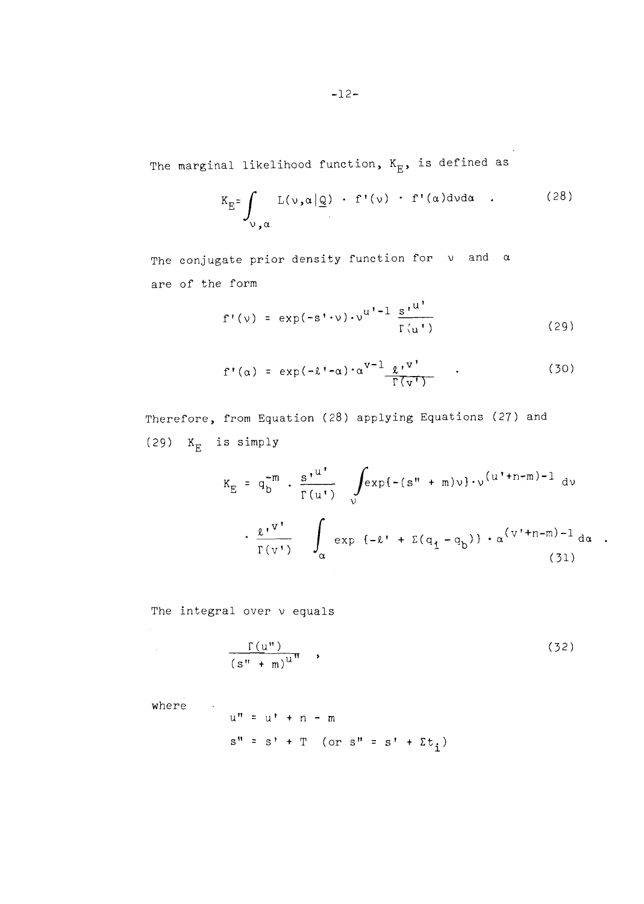The marginal likelihood function, $K_E$, is defined as

$$K_E = \int_{\nu,\alpha} L(\nu,\alpha|\underline{Q}) \cdot f'(\nu) \cdot f'(\alpha) d\nu d\alpha \quad . \tag{28}$$

The conjugate prior density function for $\nu$ and $\alpha$ are of the form

$$f'(\nu) = \exp(-s' \cdot \nu) \cdot \nu^{u'-1} \frac{s'^{u'}}{\Gamma(u')} \tag{29}$$

$$f'(\alpha) = \exp(-\ell' \cdot \alpha) \cdot \alpha^{v-1} \frac{\ell'^{v'}}{\Gamma(v')} \quad . \tag{30}$$

Therefore, from Equation (28) applying Equations (27) and (29) $K_E$ is simply

$$K_E = q_b^{-m} \cdot \frac{s'^{u'}}{\Gamma(u')} \int_{\nu} \exp\{-(s'' + m)\nu\} \cdot \nu^{(u'+n-m)-1} \, d\nu$$

$$\cdot \frac{\ell'^{v'}}{\Gamma(v')} \int_{\alpha} \exp\{-\ell' + \Sigma(q_i - q_b)\} \cdot \alpha^{(v'+n-m)-1} \, d\alpha \quad . \tag{31}$$

The integral over $\nu$ equals

$$\frac{\Gamma(u'')}{(s'' + m)^{u''}} \quad , \tag{32}$$

where

$u'' = u' + n - m$

$s'' = s' + T$ (or $s'' = s' + \Sigma t_i$)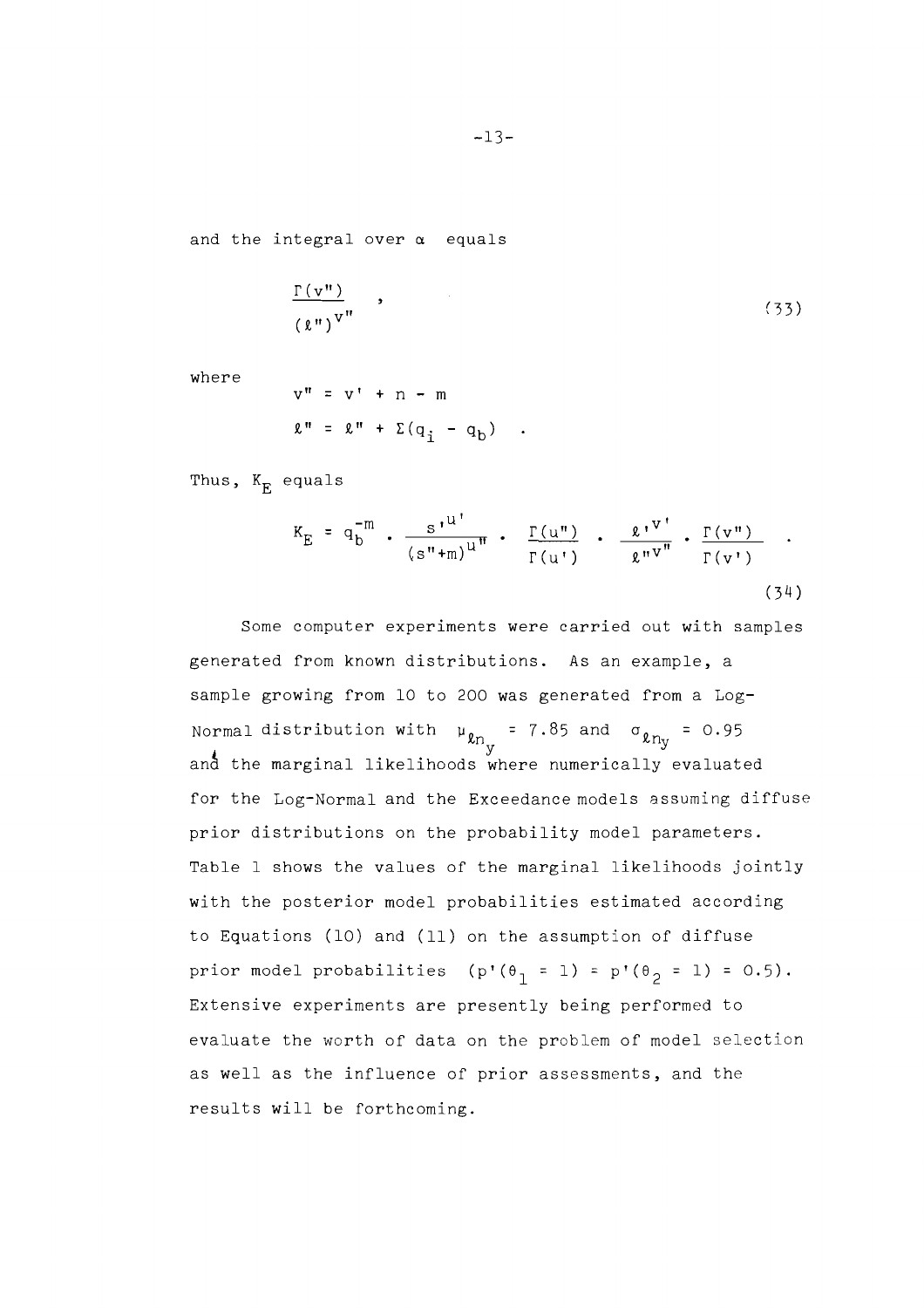and the integral over $\alpha$ equals

$$\frac{\Gamma(v'')}{(\ell'')^{v''}} \quad , \tag{33}$$

where

$$v'' = v' + n - m$$

$$\ell'' = \ell'' + \Sigma(q_i - q_b) \quad .$$

Thus, $K_E$ equals

$$K_E = q_b^{-m} \cdot \frac{s'^{u'}}{(s''+m)^{u''}} \cdot \frac{\Gamma(u'')}{\Gamma(u')} \cdot \frac{\ell'^{v'}}{\ell''^{v''}} \cdot \frac{\Gamma(v'')}{\Gamma(v')} \quad . \tag{34}$$

Some computer experiments were carried out with samples generated from known distributions. As an example, a sample growing from 10 to 200 was generated from a Log-Normal distribution with $\mu_{\ell n_y} = 7.85$ and $\sigma_{\ell n_y} = 0.95$ and the marginal likelihoods where numerically evaluated for the Log-Normal and the Exceedance models assuming diffuse prior distributions on the probability model parameters. Table 1 shows the values of the marginal likelihoods jointly with the posterior model probabilities estimated according to Equations (10) and (11) on the assumption of diffuse prior model probabilities $(p'(\theta_1 = 1) = p'(\theta_2 = 1) = 0.5)$. Extensive experiments are presently being performed to evaluate the worth of data on the problem of model selection as well as the influence of prior assessments, and the results will be forthcoming.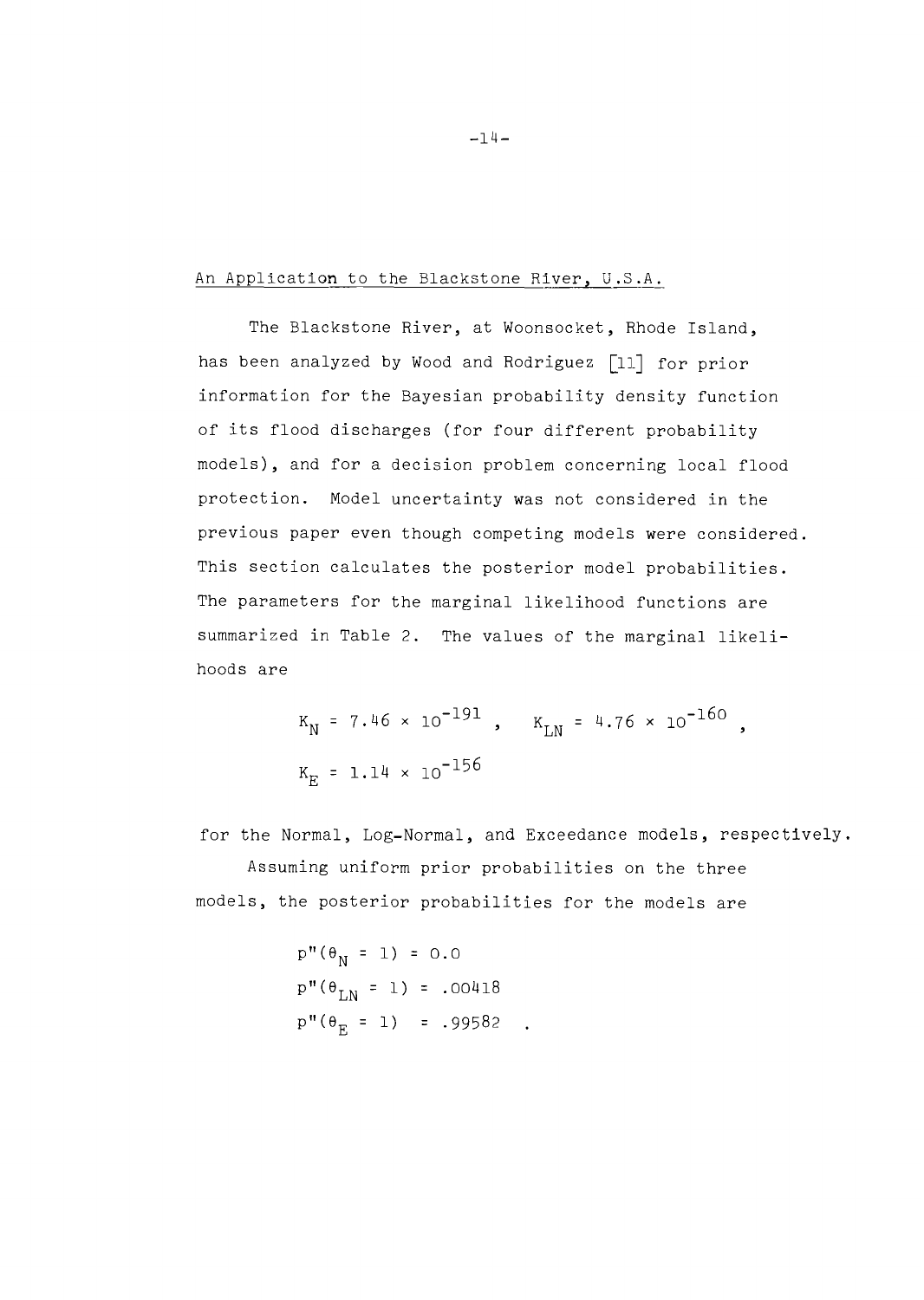## An Application to the Blackstone River, U.S.A.

The Blackstone River, at Woonsocket, Rhode Island, has been analyzed by Wood and Rodriguez [11] for prior information for the Bayesian probability density function of its flood discharges (for four different probability models), and for a decision problem concerning local flood protection. Model uncertainty was not considered in the previous paper even though competing models were considered. This section calculates the posterior model probabilities. The parameters for the marginal likelihood functions are summarized in Table 2. The values of the marginal likelihoods are

$$K_N = 7.46 \times 10^{-191} , \quad K_{LN} = 4.76 \times 10^{-160} ,$$

$$K_E = 1.14 \times 10^{-156}$$

for the Normal, Log-Normal, and Exceedance models, respectively.

Assuming uniform prior probabilities on the three models, the posterior probabilities for the models are

$$p''(\theta_N = 1) = 0.0$$

$$p''(\theta_{LN} = 1) = .00418$$

$$p''(\theta_E = 1) = .99582 .$$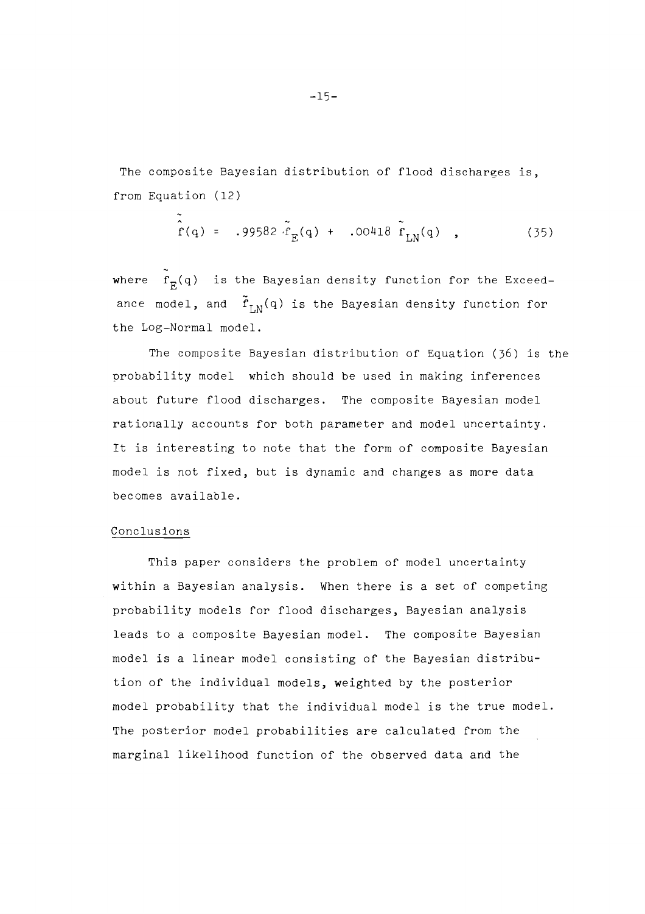The composite Bayesian distribution of flood discharges is, from Equation (12)

$$\hat{\tilde{f}}(q) = .99582\, \tilde{f}_E(q) + .00418\, \tilde{f}_{LN}(q) \quad , \tag{35}$$

where $\tilde{f}_E(q)$ is the Bayesian density function for the Exceedance model, and $\tilde{f}_{LN}(q)$ is the Bayesian density function for the Log-Normal model.

The composite Bayesian distribution of Equation (36) is the probability model which should be used in making inferences about future flood discharges. The composite Bayesian model rationally accounts for both parameter and model uncertainty. It is interesting to note that the form of composite Bayesian model is not fixed, but is dynamic and changes as more data becomes available.

## Conclusions

This paper considers the problem of model uncertainty within a Bayesian analysis. When there is a set of competing probability models for flood discharges, Bayesian analysis leads to a composite Bayesian model. The composite Bayesian model is a linear model consisting of the Bayesian distribution of the individual models, weighted by the posterior model probability that the individual model is the true model. The posterior model probabilities are calculated from the marginal likelihood function of the observed data and the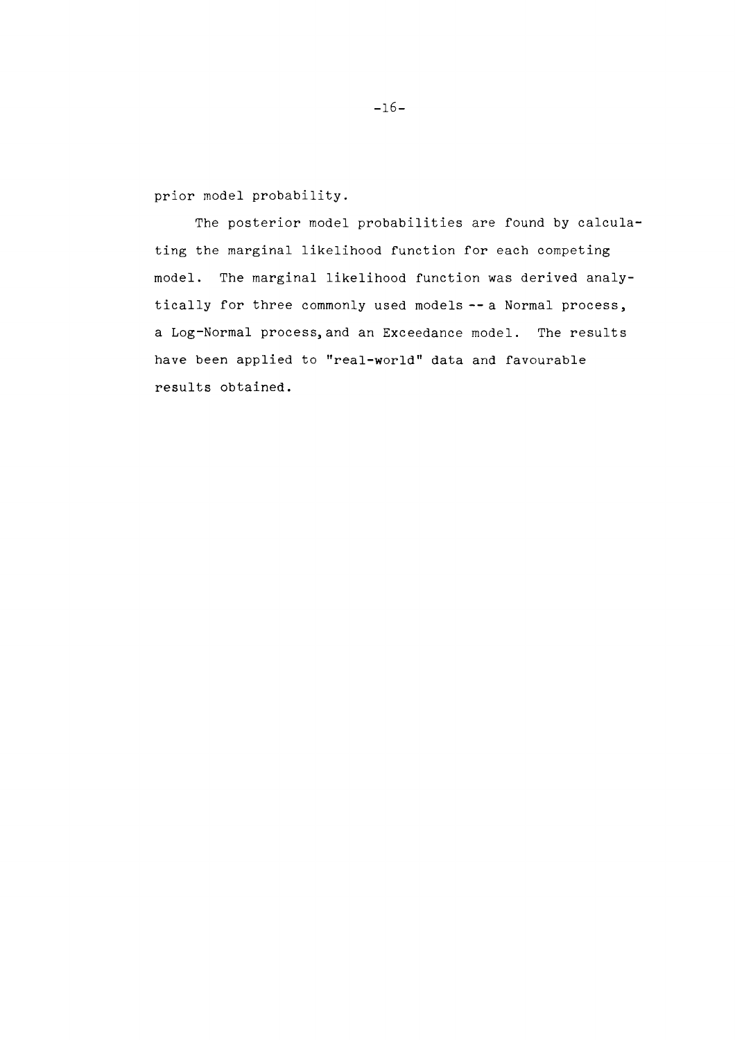prior model probability.

The posterior model probabilities are found by calculating the marginal likelihood function for each competing model. The marginal likelihood function was derived analytically for three commonly used models -- a Normal process, a Log-Normal process, and an Exceedance model. The results have been applied to "real-world" data and favourable results obtained.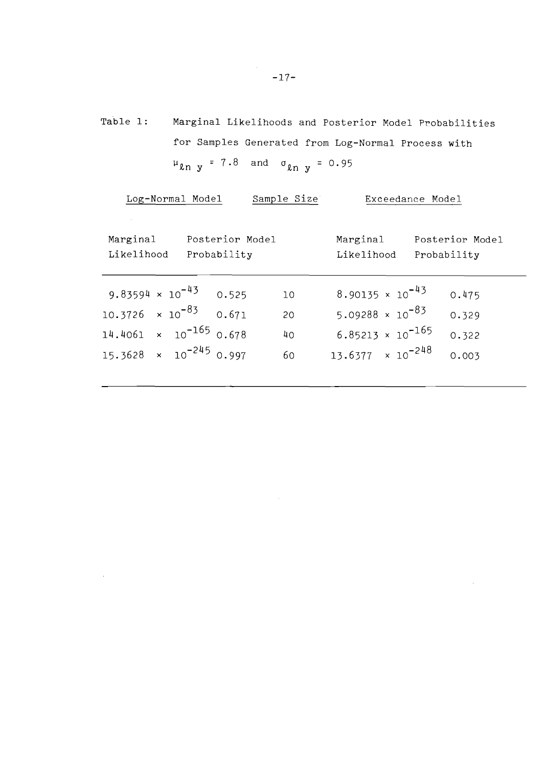Table 1: Marginal Likelihoods and Posterior Model Probabilities for Samples Generated from Log-Normal Process with $\mu_{\ell n\ y} = 7.8$ and $\sigma_{\ell n\ y} = 0.95$

| Log-Normal Model | | Sample Size | Exceedance Model | |
|---|---|---|---|---|
| Marginal Likelihood | Posterior Model Probability | | Marginal Likelihood | Posterior Model Probability |
| $9.83594 \times 10^{-43}$ | 0.525 | 10 | $8.90135 \times 10^{-43}$ | 0.475 |
| $10.3726 \times 10^{-83}$ | 0.671 | 20 | $5.09288 \times 10^{-83}$ | 0.329 |
| $14.4061 \times 10^{-165}$ | 0.678 | 40 | $6.85213 \times 10^{-165}$ | 0.322 |
| $15.3628 \times 10^{-245}$ | 0.997 | 60 | $13.6377 \times 10^{-248}$ | 0.003 |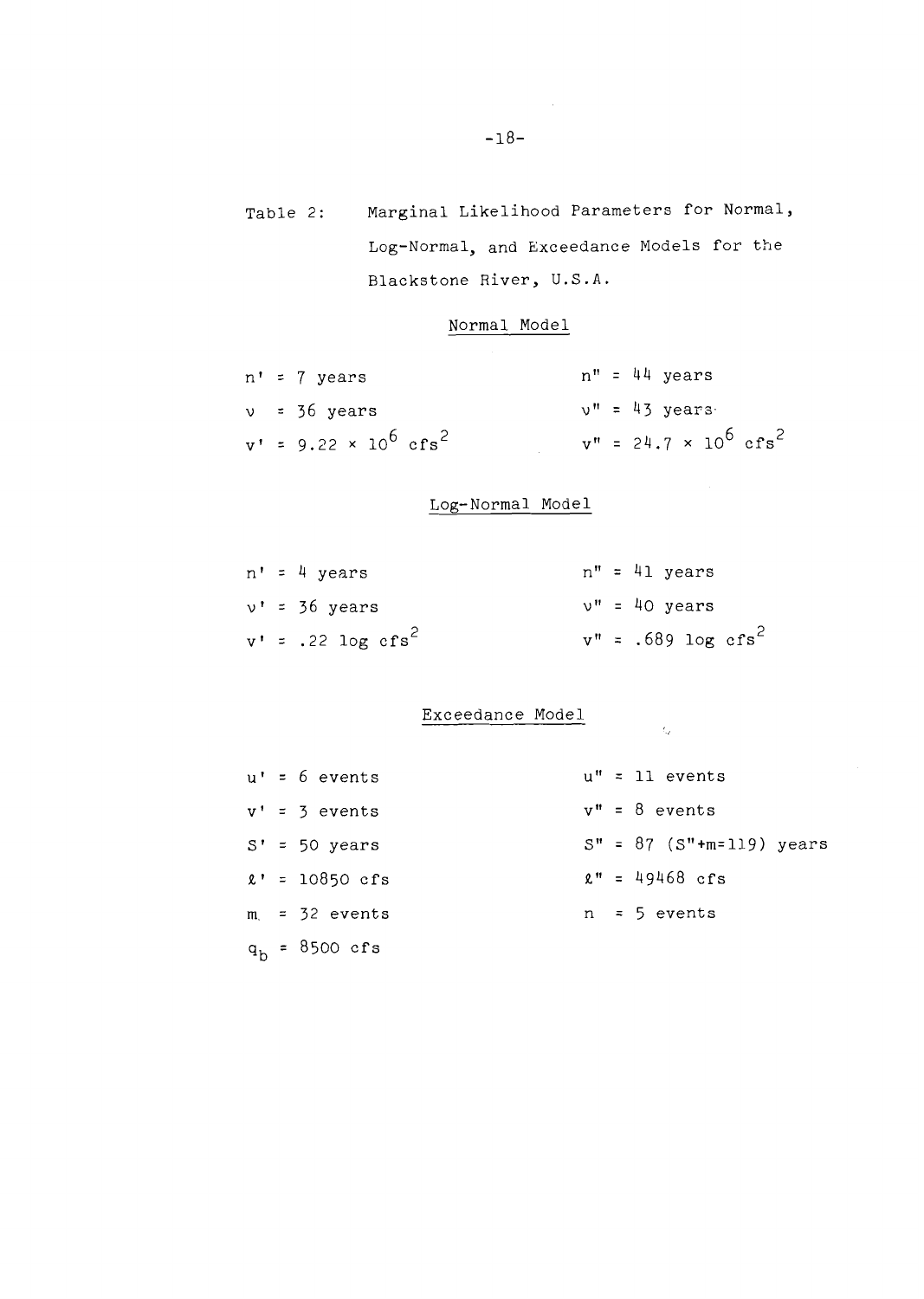Table 2: Marginal Likelihood Parameters for Normal, Log-Normal, and Exceedance Models for the Blackstone River, U.S.A.

Normal Model

$n' = 7$ years $\qquad\qquad n'' = 44$ years

$\nu = 36$ years $\qquad\qquad \nu'' = 43$ years

$v' = 9.22 \times 10^6\ cfs^2$ $\qquad\qquad v'' = 24.7 \times 10^6\ cfs^2$

Log-Normal Model

$n' = 4$ years $\qquad\qquad n'' = 41$ years

$\nu' = 36$ years $\qquad\qquad \nu'' = 40$ years

$v' = .22\ \log cfs^2$ $\qquad\qquad v'' = .689\ \log cfs^2$

Exceedance Model

$u' = 6$ events $\qquad\qquad u'' = 11$ events

$v' = 3$ events $\qquad\qquad v'' = 8$ events

$S' = 50$ years $\qquad\qquad S'' = 87$ ($S''+m=119$) years

$\ell' = 10850$ cfs $\qquad\qquad \ell'' = 49468$ cfs

$m = 32$ events $\qquad\qquad n = 5$ events

$q_b = 8500$ cfs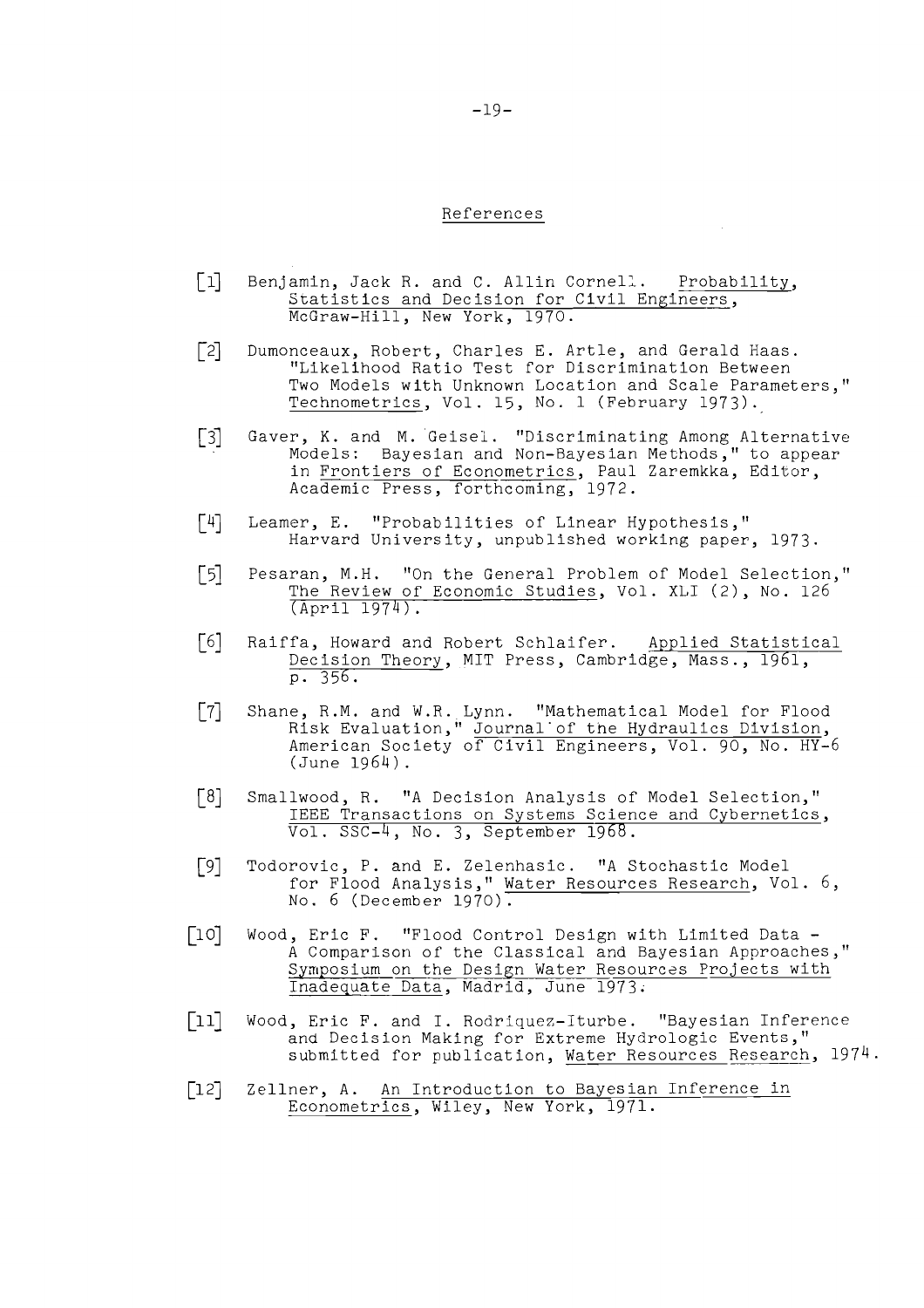## References

[1] Benjamin, Jack R. and C. Allin Cornell. Probability, Statistics and Decision for Civil Engineers, McGraw-Hill, New York, 1970.

[2] Dumonceaux, Robert, Charles E. Artle, and Gerald Haas. "Likelihood Ratio Test for Discrimination Between Two Models with Unknown Location and Scale Parameters," Technometrics, Vol. 15, No. 1 (February 1973).

[3] Gaver, K. and M. Geisel. "Discriminating Among Alternative Models: Bayesian and Non-Bayesian Methods," to appear in Frontiers of Econometrics, Paul Zaremkka, Editor, Academic Press, forthcoming, 1972.

[4] Leamer, E. "Probabilities of Linear Hypothesis," Harvard University, unpublished working paper, 1973.

[5] Pesaran, M.H. "On the General Problem of Model Selection," The Review of Economic Studies, Vol. XLI (2), No. 126 (April 1974).

[6] Raiffa, Howard and Robert Schlaifer. Applied Statistical Decision Theory, MIT Press, Cambridge, Mass., 1961, p. 356.

[7] Shane, R.M. and W.R. Lynn. "Mathematical Model for Flood Risk Evaluation," Journal of the Hydraulics Division, American Society of Civil Engineers, Vol. 90, No. HY-6 (June 1964).

[8] Smallwood, R. "A Decision Analysis of Model Selection," IEEE Transactions on Systems Science and Cybernetics, Vol. SSC-4, No. 3, September 1968.

[9] Todorovic, P. and E. Zelenhasic. "A Stochastic Model for Flood Analysis," Water Resources Research, Vol. 6, No. 6 (December 1970).

[10] Wood, Eric F. "Flood Control Design with Limited Data - A Comparison of the Classical and Bayesian Approaches," Symposium on the Design Water Resources Projects with Inadequate Data, Madrid, June 1973.

[11] Wood, Eric F. and I. Rodriquez-Iturbe. "Bayesian Inference and Decision Making for Extreme Hydrologic Events," submitted for publication, Water Resources Research, 1974.

[12] Zellner, A. An Introduction to Bayesian Inference in Econometrics, Wiley, New York, 1971.